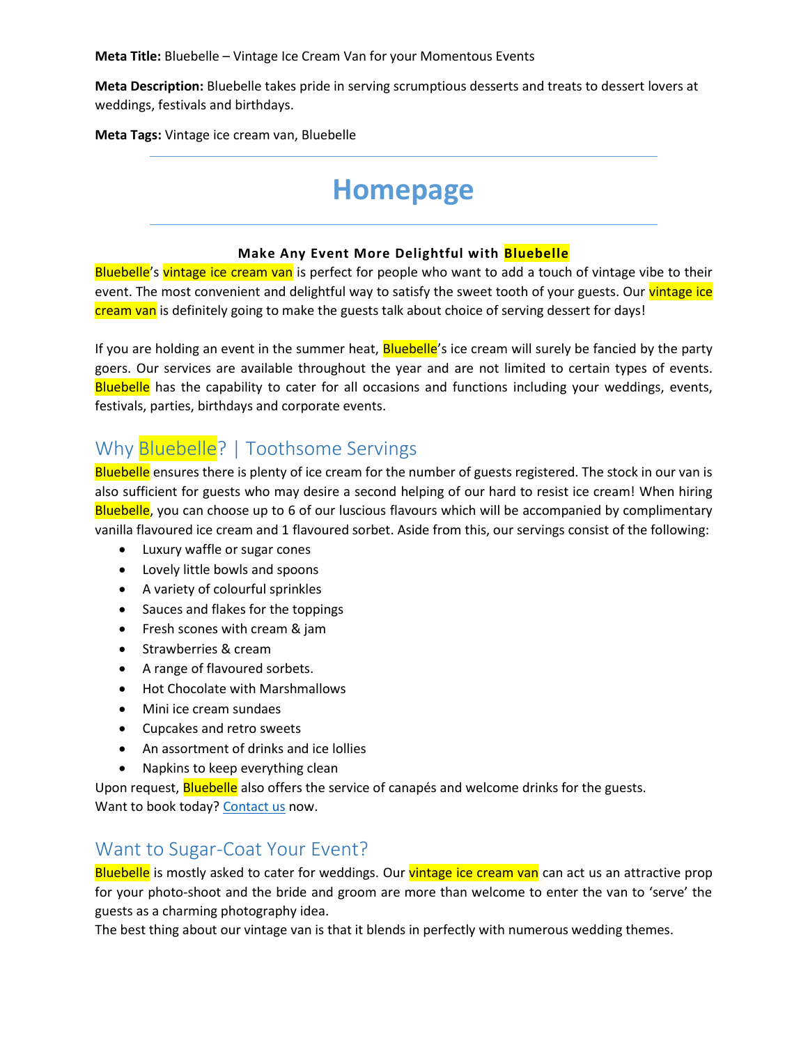**Meta Title:** Bluebelle – Vintage Ice Cream Van for your Momentous Events

**Meta Description:** Bluebelle takes pride in serving scrumptious desserts and treats to dessert lovers at weddings, festivals and birthdays.

**Meta Tags:** Vintage ice cream van, Bluebelle

---

# Homepage

---

**Make Any Event More Delightful with Bluebelle**

Bluebelle's vintage ice cream van is perfect for people who want to add a touch of vintage vibe to their event. The most convenient and delightful way to satisfy the sweet tooth of your guests. Our vintage ice cream van is definitely going to make the guests talk about choice of serving dessert for days!

If you are holding an event in the summer heat, Bluebelle's ice cream will surely be fancied by the party goers. Our services are available throughout the year and are not limited to certain types of events. Bluebelle has the capability to cater for all occasions and functions including your weddings, events, festivals, parties, birthdays and corporate events.

## Why Bluebelle? | Toothsome Servings

Bluebelle ensures there is plenty of ice cream for the number of guests registered. The stock in our van is also sufficient for guests who may desire a second helping of our hard to resist ice cream! When hiring Bluebelle, you can choose up to 6 of our luscious flavours which will be accompanied by complimentary vanilla flavoured ice cream and 1 flavoured sorbet. Aside from this, our servings consist of the following:

- Luxury waffle or sugar cones
- Lovely little bowls and spoons
- A variety of colourful sprinkles
- Sauces and flakes for the toppings
- Fresh scones with cream & jam
- Strawberries & cream
- A range of flavoured sorbets.
- Hot Chocolate with Marshmallows
- Mini ice cream sundaes
- Cupcakes and retro sweets
- An assortment of drinks and ice lollies
- Napkins to keep everything clean

Upon request, Bluebelle also offers the service of canapés and welcome drinks for the guests.
Want to book today? Contact us now.

## Want to Sugar-Coat Your Event?

Bluebelle is mostly asked to cater for weddings. Our vintage ice cream van can act us an attractive prop for your photo-shoot and the bride and groom are more than welcome to enter the van to 'serve' the guests as a charming photography idea.
The best thing about our vintage van is that it blends in perfectly with numerous wedding themes.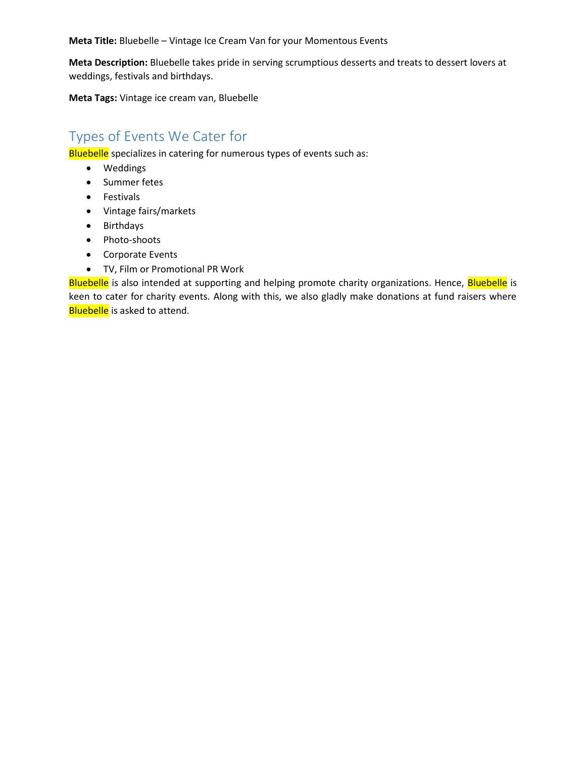**Meta Title:** Bluebelle – Vintage Ice Cream Van for your Momentous Events

**Meta Description:** Bluebelle takes pride in serving scrumptious desserts and treats to dessert lovers at weddings, festivals and birthdays.

**Meta Tags:** Vintage ice cream van, Bluebelle

## Types of Events We Cater for

Bluebelle specializes in catering for numerous types of events such as:

- Weddings
- Summer fetes
- Festivals
- Vintage fairs/markets
- Birthdays
- Photo-shoots
- Corporate Events
- TV, Film or Promotional PR Work

Bluebelle is also intended at supporting and helping promote charity organizations. Hence, Bluebelle is keen to cater for charity events. Along with this, we also gladly make donations at fund raisers where Bluebelle is asked to attend.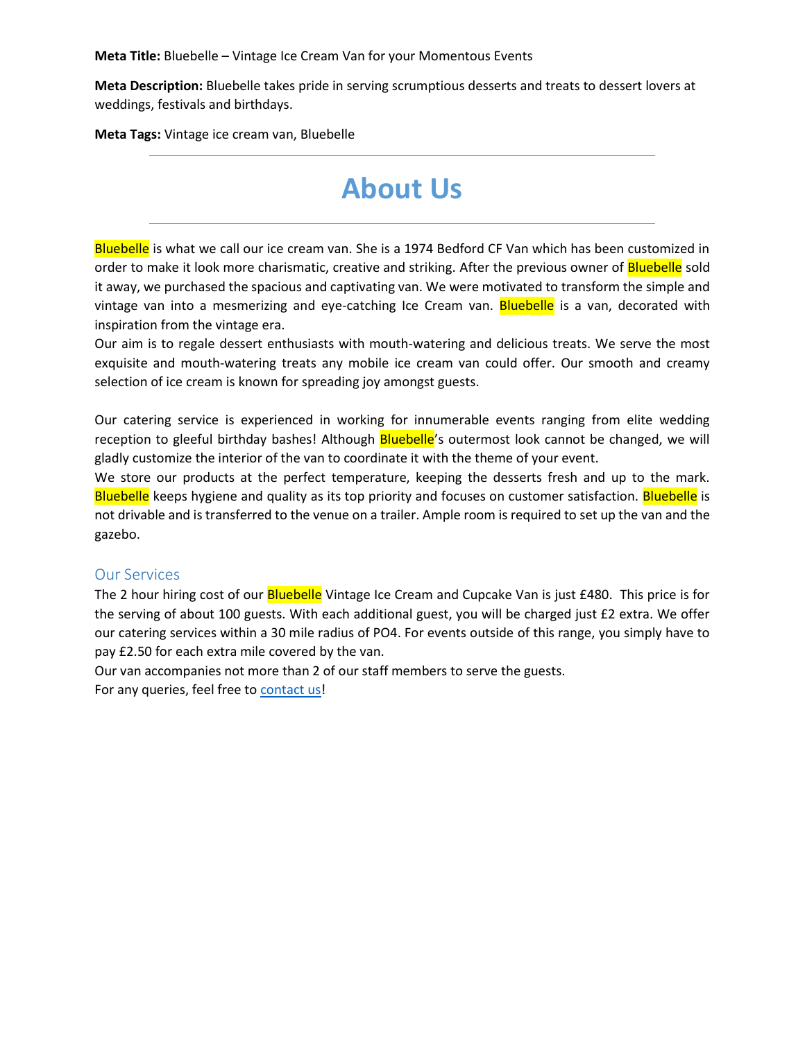**Meta Title:** Bluebelle – Vintage Ice Cream Van for your Momentous Events

**Meta Description:** Bluebelle takes pride in serving scrumptious desserts and treats to dessert lovers at weddings, festivals and birthdays.

**Meta Tags:** Vintage ice cream van, Bluebelle

---

# About Us

---

Bluebelle is what we call our ice cream van. She is a 1974 Bedford CF Van which has been customized in order to make it look more charismatic, creative and striking. After the previous owner of Bluebelle sold it away, we purchased the spacious and captivating van. We were motivated to transform the simple and vintage van into a mesmerizing and eye-catching Ice Cream van. Bluebelle is a van, decorated with inspiration from the vintage era.

Our aim is to regale dessert enthusiasts with mouth-watering and delicious treats. We serve the most exquisite and mouth-watering treats any mobile ice cream van could offer. Our smooth and creamy selection of ice cream is known for spreading joy amongst guests.

Our catering service is experienced in working for innumerable events ranging from elite wedding reception to gleeful birthday bashes! Although Bluebelle's outermost look cannot be changed, we will gladly customize the interior of the van to coordinate it with the theme of your event.

We store our products at the perfect temperature, keeping the desserts fresh and up to the mark. Bluebelle keeps hygiene and quality as its top priority and focuses on customer satisfaction. Bluebelle is not drivable and is transferred to the venue on a trailer. Ample room is required to set up the van and the gazebo.

## Our Services

The 2 hour hiring cost of our Bluebelle Vintage Ice Cream and Cupcake Van is just £480. This price is for the serving of about 100 guests. With each additional guest, you will be charged just £2 extra. We offer our catering services within a 30 mile radius of PO4. For events outside of this range, you simply have to pay £2.50 for each extra mile covered by the van.

Our van accompanies not more than 2 of our staff members to serve the guests.

For any queries, feel free to [contact us](#)!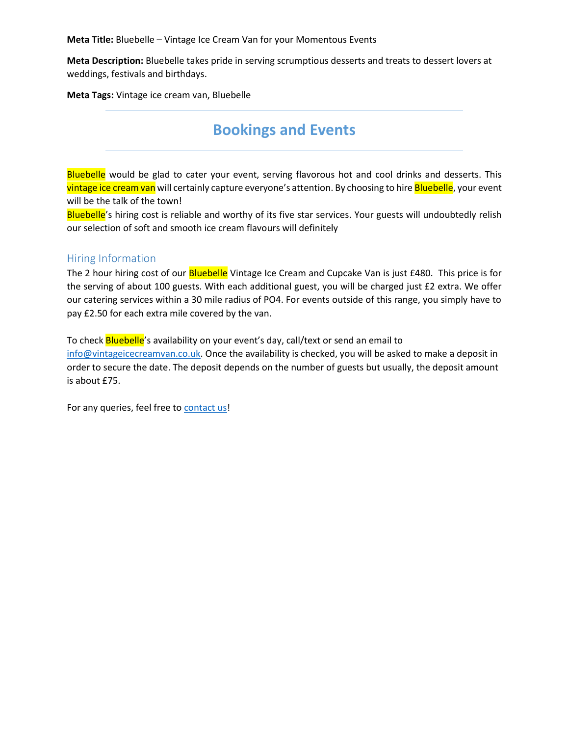**Meta Title:** Bluebelle – Vintage Ice Cream Van for your Momentous Events

**Meta Description:** Bluebelle takes pride in serving scrumptious desserts and treats to dessert lovers at weddings, festivals and birthdays.

**Meta Tags:** Vintage ice cream van, Bluebelle

---

# Bookings and Events

---

Bluebelle would be glad to cater your event, serving flavorous hot and cool drinks and desserts. This vintage ice cream van will certainly capture everyone's attention. By choosing to hire Bluebelle, your event will be the talk of the town!
Bluebelle's hiring cost is reliable and worthy of its five star services. Your guests will undoubtedly relish our selection of soft and smooth ice cream flavours will definitely

## Hiring Information

The 2 hour hiring cost of our Bluebelle Vintage Ice Cream and Cupcake Van is just £480. This price is for the serving of about 100 guests. With each additional guest, you will be charged just £2 extra. We offer our catering services within a 30 mile radius of PO4. For events outside of this range, you simply have to pay £2.50 for each extra mile covered by the van.

To check Bluebelle's availability on your event's day, call/text or send an email to info@vintageicecreamvan.co.uk. Once the availability is checked, you will be asked to make a deposit in order to secure the date. The deposit depends on the number of guests but usually, the deposit amount is about £75.

For any queries, feel free to contact us!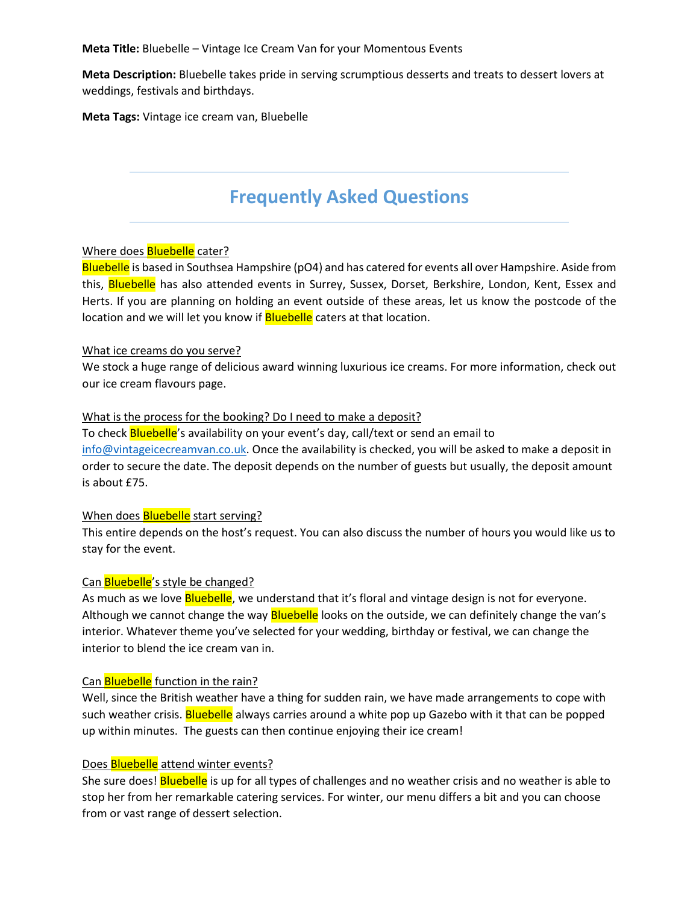**Meta Title:** Bluebelle – Vintage Ice Cream Van for your Momentous Events

**Meta Description:** Bluebelle takes pride in serving scrumptious desserts and treats to dessert lovers at weddings, festivals and birthdays.

**Meta Tags:** Vintage ice cream van, Bluebelle

---

# Frequently Asked Questions

---

Where does Bluebelle cater?

Bluebelle is based in Southsea Hampshire (pO4) and has catered for events all over Hampshire. Aside from this, Bluebelle has also attended events in Surrey, Sussex, Dorset, Berkshire, London, Kent, Essex and Herts. If you are planning on holding an event outside of these areas, let us know the postcode of the location and we will let you know if Bluebelle caters at that location.

What ice creams do you serve?

We stock a huge range of delicious award winning luxurious ice creams. For more information, check out our ice cream flavours page.

What is the process for the booking? Do I need to make a deposit?

To check Bluebelle's availability on your event's day, call/text or send an email to info@vintageicecreamvan.co.uk. Once the availability is checked, you will be asked to make a deposit in order to secure the date. The deposit depends on the number of guests but usually, the deposit amount is about £75.

When does Bluebelle start serving?

This entire depends on the host's request. You can also discuss the number of hours you would like us to stay for the event.

Can Bluebelle's style be changed?

As much as we love Bluebelle, we understand that it's floral and vintage design is not for everyone. Although we cannot change the way Bluebelle looks on the outside, we can definitely change the van's interior. Whatever theme you've selected for your wedding, birthday or festival, we can change the interior to blend the ice cream van in.

Can Bluebelle function in the rain?

Well, since the British weather have a thing for sudden rain, we have made arrangements to cope with such weather crisis. Bluebelle always carries around a white pop up Gazebo with it that can be popped up within minutes. The guests can then continue enjoying their ice cream!

Does Bluebelle attend winter events?

She sure does! Bluebelle is up for all types of challenges and no weather crisis and no weather is able to stop her from her remarkable catering services. For winter, our menu differs a bit and you can choose from or vast range of dessert selection.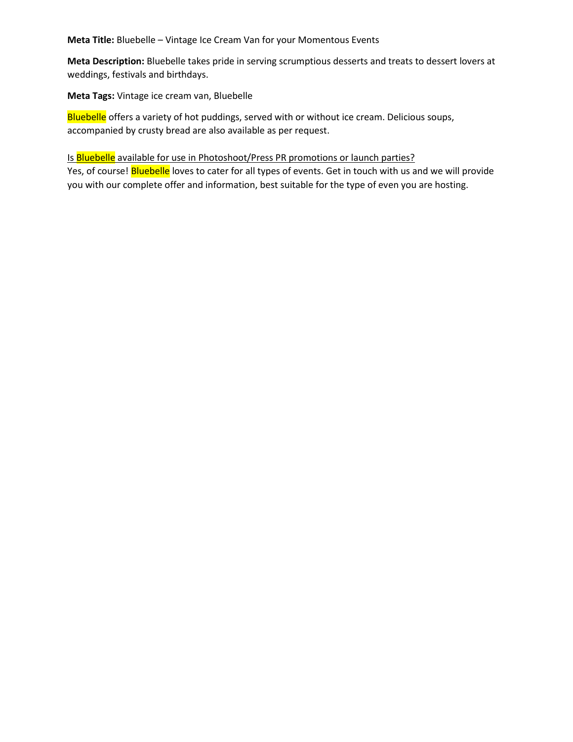**Meta Title:** Bluebelle – Vintage Ice Cream Van for your Momentous Events

**Meta Description:** Bluebelle takes pride in serving scrumptious desserts and treats to dessert lovers at weddings, festivals and birthdays.

**Meta Tags:** Vintage ice cream van, Bluebelle

Bluebelle offers a variety of hot puddings, served with or without ice cream. Delicious soups, accompanied by crusty bread are also available as per request.

<u>Is Bluebelle available for use in Photoshoot/Press PR promotions or launch parties?</u>

Yes, of course! Bluebelle loves to cater for all types of events. Get in touch with us and we will provide you with our complete offer and information, best suitable for the type of even you are hosting.